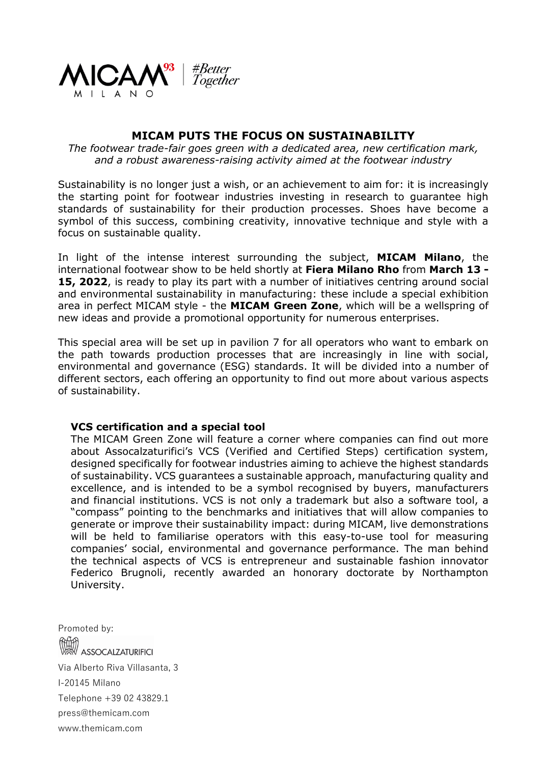# MICAM PUTS THE FOCUS ON SUSTAINABILITY

*The footwear trade-fair goes green with a dedicated area, new certification mark, and a robust awareness-raising activity aimed at the footwear industry*

Sustainability is no longer just a wish, or an achievement to aim for: it is increasingly the starting point for footwear industries investing in research to guarantee high standards of sustainability for their production processes. Shoes have become a symbol of this success, combining creativity, innovative technique and style with a focus on sustainable quality.

In light of the intense interest surrounding the subject, **MICAM Milano**, the international footwear show to be held shortly at **Fiera Milano Rho** from **March 13 - 15, 2022**, is ready to play its part with a number of initiatives centring around social and environmental sustainability in manufacturing: these include a special exhibition area in perfect MICAM style - the **MICAM Green Zone**, which will be a wellspring of new ideas and provide a promotional opportunity for numerous enterprises.

This special area will be set up in pavilion 7 for all operators who want to embark on the path towards production processes that are increasingly in line with social, environmental and governance (ESG) standards. It will be divided into a number of different sectors, each offering an opportunity to find out more about various aspects of sustainability.

**VCS certification and a special tool**

The MICAM Green Zone will feature a corner where companies can find out more about Assocalzaturifici's VCS (Verified and Certified Steps) certification system, designed specifically for footwear industries aiming to achieve the highest standards of sustainability. VCS guarantees a sustainable approach, manufacturing quality and excellence, and is intended to be a symbol recognised by buyers, manufacturers and financial institutions. VCS is not only a trademark but also a software tool, a "compass" pointing to the benchmarks and initiatives that will allow companies to generate or improve their sustainability impact: during MICAM, live demonstrations will be held to familiarise operators with this easy-to-use tool for measuring companies' social, environmental and governance performance. The man behind the technical aspects of VCS is entrepreneur and sustainable fashion innovator Federico Brugnoli, recently awarded an honorary doctorate by Northampton University.

Promoted by:

ASSOCALZATURIFICI

Via Alberto Riva Villasanta, 3

I-20145 Milano

Telephone +39 02 43829.1

press@themicam.com

www.themicam.com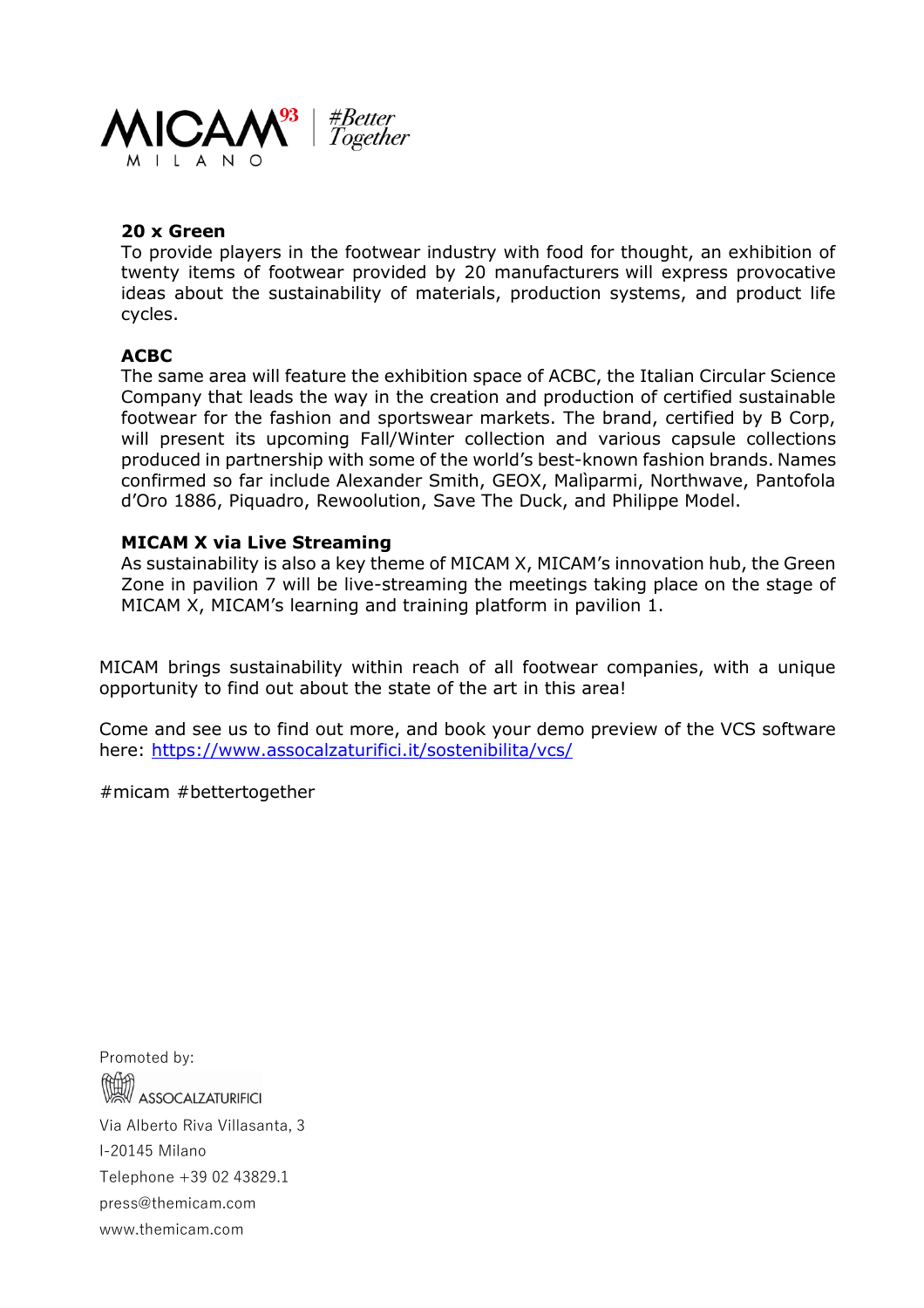### 20 x Green

To provide players in the footwear industry with food for thought, an exhibition of twenty items of footwear provided by 20 manufacturers will express provocative ideas about the sustainability of materials, production systems, and product life cycles.

### ACBC

The same area will feature the exhibition space of ACBC, the Italian Circular Science Company that leads the way in the creation and production of certified sustainable footwear for the fashion and sportswear markets. The brand, certified by B Corp, will present its upcoming Fall/Winter collection and various capsule collections produced in partnership with some of the world's best-known fashion brands. Names confirmed so far include Alexander Smith, GEOX, Maliparmi, Northwave, Pantofola d'Oro 1886, Piquadro, Rewoolution, Save The Duck, and Philippe Model.

### MICAM X via Live Streaming

As sustainability is also a key theme of MICAM X, MICAM's innovation hub, the Green Zone in pavilion 7 will be live-streaming the meetings taking place on the stage of MICAM X, MICAM's learning and training platform in pavilion 1.

MICAM brings sustainability within reach of all footwear companies, with a unique opportunity to find out about the state of the art in this area!

Come and see us to find out more, and book your demo preview of the VCS software here: https://www.assocalzaturifici.it/sostenibilita/vcs/

#micam #bettertogether

Promoted by:

ASSOCALZATURIFICI

Via Alberto Riva Villasanta, 3

I-20145 Milano

Telephone +39 02 43829.1

press@themicam.com

www.themicam.com